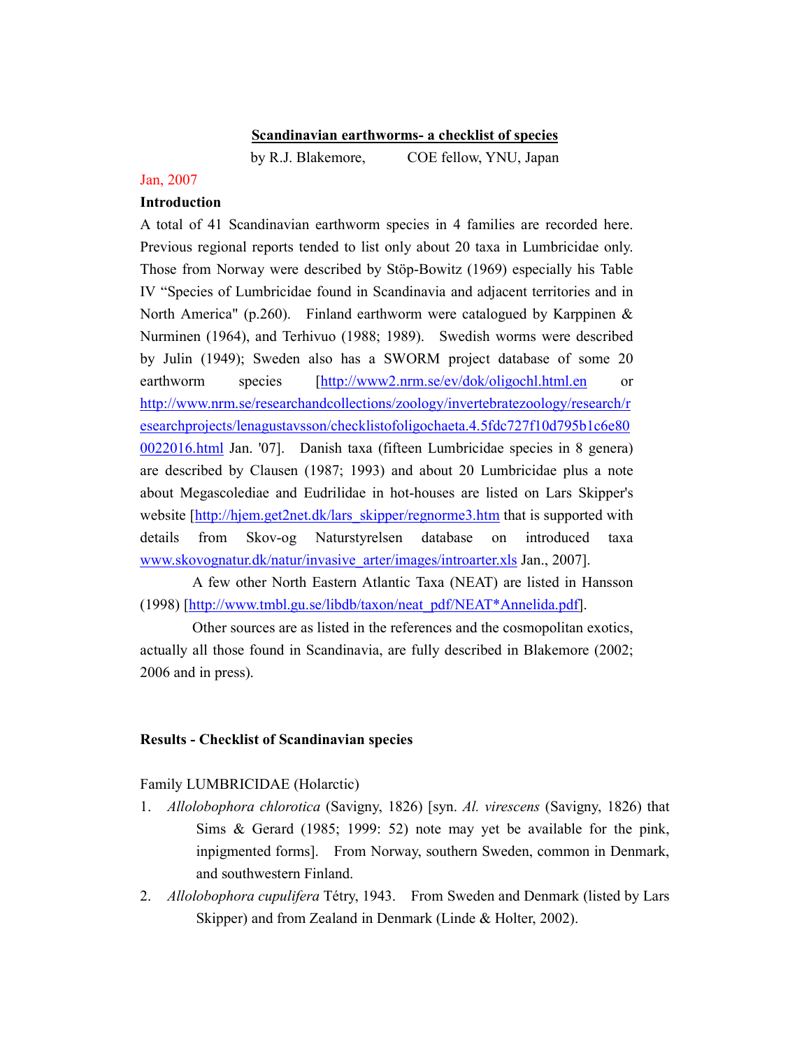# Scandinavian earthworms- a checklist of species

by R.J. Blakemore, COE fellow, YNU, Japan

Jan, 2007

**Introduction**

A total of 41 Scandinavian earthworm species in 4 families are recorded here. Previous regional reports tended to list only about 20 taxa in Lumbricidae only. Those from Norway were described by Stöp-Bowitz (1969) especially his Table IV "Species of Lumbricidae found in Scandinavia and adjacent territories and in North America" (p.260). Finland earthworm were catalogued by Karppinen & Nurminen (1964), and Terhivuo (1988; 1989). Swedish worms were described by Julin (1949); Sweden also has a SWORM project database of some 20 earthworm species [http://www2.nrm.se/ev/dok/oligochl.html.en or http://www.nrm.se/researchandcollections/zoology/invertebratezoology/research/researchprojects/lenagustavsson/checklistofoligochaeta.4.5fdc727f10d795b1c6e800022016.html Jan. '07]. Danish taxa (fifteen Lumbricidae species in 8 genera) are described by Clausen (1987; 1993) and about 20 Lumbricidae plus a note about Megascolediae and Eudrilidae in hot-houses are listed on Lars Skipper's website [http://hjem.get2net.dk/lars_skipper/regnorme3.htm that is supported with details from Skov-og Naturstyrelsen database on introduced taxa www.skovognatur.dk/natur/invasive_arter/images/introarter.xls Jan., 2007].

A few other North Eastern Atlantic Taxa (NEAT) are listed in Hansson (1998) [http://www.tmbl.gu.se/libdb/taxon/neat_pdf/NEAT*Annelida.pdf].

Other sources are as listed in the references and the cosmopolitan exotics, actually all those found in Scandinavia, are fully described in Blakemore (2002; 2006 and in press).

**Results - Checklist of Scandinavian species**

Family LUMBRICIDAE (Holarctic)

1. *Allolobophora chlorotica* (Savigny, 1826) [syn. *Al. virescens* (Savigny, 1826) that Sims & Gerard (1985; 1999: 52) note may yet be available for the pink, inpigmented forms]. From Norway, southern Sweden, common in Denmark, and southwestern Finland.
2. *Allolobophora cupulifera* Tétry, 1943. From Sweden and Denmark (listed by Lars Skipper) and from Zealand in Denmark (Linde & Holter, 2002).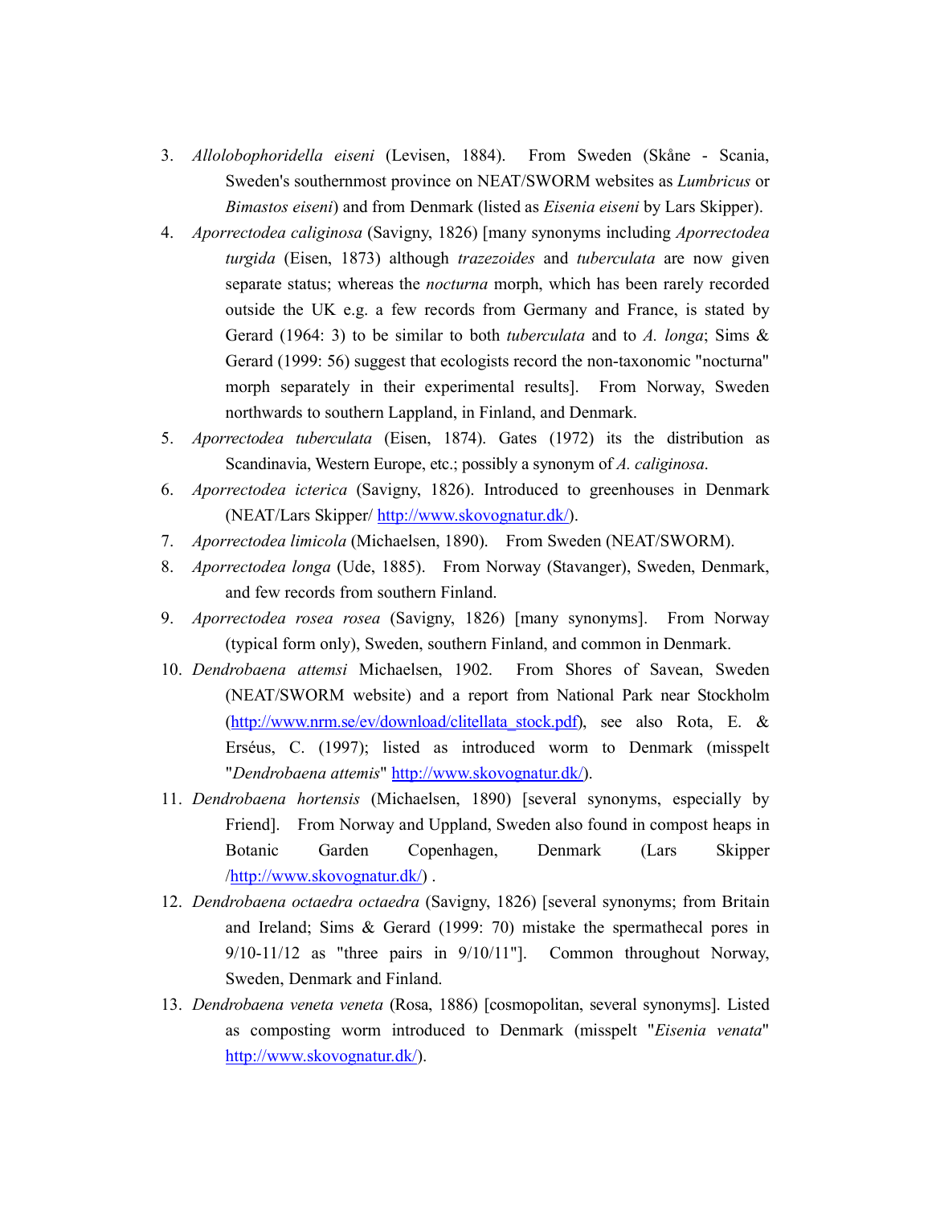3. *Allolobophoridella eiseni* (Levisen, 1884). From Sweden (Skåne - Scania, Sweden's southernmost province on NEAT/SWORM websites as *Lumbricus* or *Bimastos eiseni*) and from Denmark (listed as *Eisenia eiseni* by Lars Skipper).
4. *Aporrectodea caliginosa* (Savigny, 1826) [many synonyms including *Aporrectodea turgida* (Eisen, 1873) although *trazezoides* and *tuberculata* are now given separate status; whereas the *nocturna* morph, which has been rarely recorded outside the UK e.g. a few records from Germany and France, is stated by Gerard (1964: 3) to be similar to both *tuberculata* and to *A. longa*; Sims & Gerard (1999: 56) suggest that ecologists record the non-taxonomic "nocturna" morph separately in their experimental results]. From Norway, Sweden northwards to southern Lappland, in Finland, and Denmark.
5. *Aporrectodea tuberculata* (Eisen, 1874). Gates (1972) its the distribution as Scandinavia, Western Europe, etc.; possibly a synonym of *A. caliginosa*.
6. *Aporrectodea icterica* (Savigny, 1826). Introduced to greenhouses in Denmark (NEAT/Lars Skipper/ http://www.skovognatur.dk/).
7. *Aporrectodea limicola* (Michaelsen, 1890). From Sweden (NEAT/SWORM).
8. *Aporrectodea longa* (Ude, 1885). From Norway (Stavanger), Sweden, Denmark, and few records from southern Finland.
9. *Aporrectodea rosea rosea* (Savigny, 1826) [many synonyms]. From Norway (typical form only), Sweden, southern Finland, and common in Denmark.
10. *Dendrobaena attemsi* Michaelsen, 1902. From Shores of Savean, Sweden (NEAT/SWORM website) and a report from National Park near Stockholm (http://www.nrm.se/ev/download/clitellata_stock.pdf), see also Rota, E. & Erséus, C. (1997); listed as introduced worm to Denmark (misspelt "*Dendrobaena attemis*" http://www.skovognatur.dk/).
11. *Dendrobaena hortensis* (Michaelsen, 1890) [several synonyms, especially by Friend]. From Norway and Uppland, Sweden also found in compost heaps in Botanic Garden Copenhagen, Denmark (Lars Skipper /http://www.skovognatur.dk/) .
12. *Dendrobaena octaedra octaedra* (Savigny, 1826) [several synonyms; from Britain and Ireland; Sims & Gerard (1999: 70) mistake the spermathecal pores in 9/10-11/12 as "three pairs in 9/10/11"]. Common throughout Norway, Sweden, Denmark and Finland.
13. *Dendrobaena veneta veneta* (Rosa, 1886) [cosmopolitan, several synonyms]. Listed as composting worm introduced to Denmark (misspelt "*Eisenia venata*" http://www.skovognatur.dk/).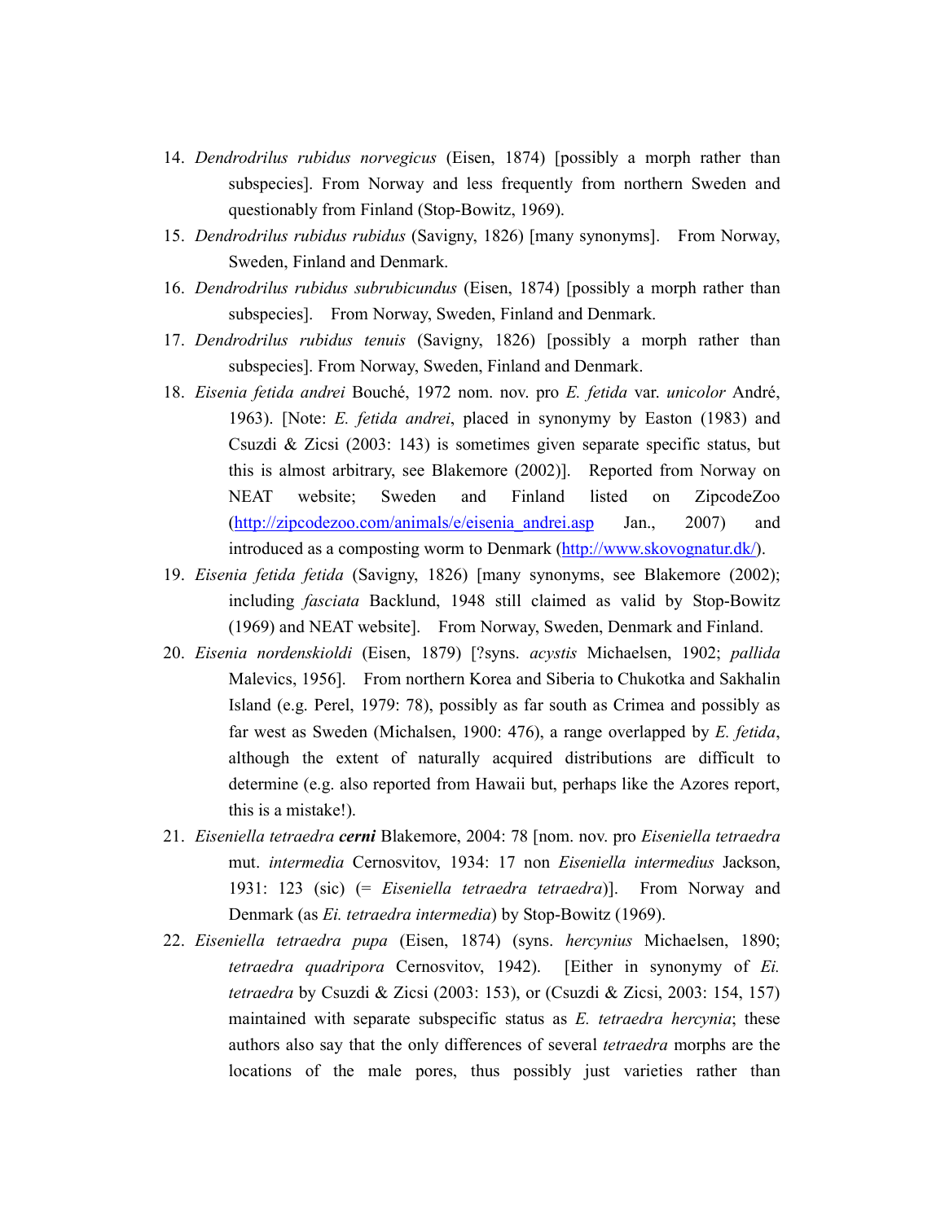14. *Dendrodrilus rubidus norvegicus* (Eisen, 1874) [possibly a morph rather than subspecies]. From Norway and less frequently from northern Sweden and questionably from Finland (Stop-Bowitz, 1969).
15. *Dendrodrilus rubidus rubidus* (Savigny, 1826) [many synonyms]. From Norway, Sweden, Finland and Denmark.
16. *Dendrodrilus rubidus subrubicundus* (Eisen, 1874) [possibly a morph rather than subspecies]. From Norway, Sweden, Finland and Denmark.
17. *Dendrodrilus rubidus tenuis* (Savigny, 1826) [possibly a morph rather than subspecies]. From Norway, Sweden, Finland and Denmark.
18. *Eisenia fetida andrei* Bouché, 1972 nom. nov. pro *E. fetida* var. *unicolor* André, 1963). [Note: *E. fetida andrei*, placed in synonymy by Easton (1983) and Csuzdi & Zicsi (2003: 143) is sometimes given separate specific status, but this is almost arbitrary, see Blakemore (2002)]. Reported from Norway on NEAT website; Sweden and Finland listed on ZipcodeZoo (http://zipcodezoo.com/animals/e/eisenia_andrei.asp Jan., 2007) and introduced as a composting worm to Denmark (http://www.skovognatur.dk/).
19. *Eisenia fetida fetida* (Savigny, 1826) [many synonyms, see Blakemore (2002); including *fasciata* Backlund, 1948 still claimed as valid by Stop-Bowitz (1969) and NEAT website]. From Norway, Sweden, Denmark and Finland.
20. *Eisenia nordenskioldi* (Eisen, 1879) [?syns. *acystis* Michaelsen, 1902; *pallida* Malevics, 1956]. From northern Korea and Siberia to Chukotka and Sakhalin Island (e.g. Perel, 1979: 78), possibly as far south as Crimea and possibly as far west as Sweden (Michalsen, 1900: 476), a range overlapped by *E. fetida*, although the extent of naturally acquired distributions are difficult to determine (e.g. also reported from Hawaii but, perhaps like the Azores report, this is a mistake!).
21. *Eiseniella tetraedra* ***cerni*** Blakemore, 2004: 78 [nom. nov. pro *Eiseniella tetraedra* mut. *intermedia* Cernosvitov, 1934: 17 non *Eiseniella intermedius* Jackson, 1931: 123 (sic) (= *Eiseniella tetraedra tetraedra*)]. From Norway and Denmark (as *Ei. tetraedra intermedia*) by Stop-Bowitz (1969).
22. *Eiseniella tetraedra pupa* (Eisen, 1874) (syns. *hercynius* Michaelsen, 1890; *tetraedra quadripora* Cernosvitov, 1942). [Either in synonymy of *Ei. tetraedra* by Csuzdi & Zicsi (2003: 153), or (Csuzdi & Zicsi, 2003: 154, 157) maintained with separate subspecific status as *E. tetraedra hercynia*; these authors also say that the only differences of several *tetraedra* morphs are the locations of the male pores, thus possibly just varieties rather than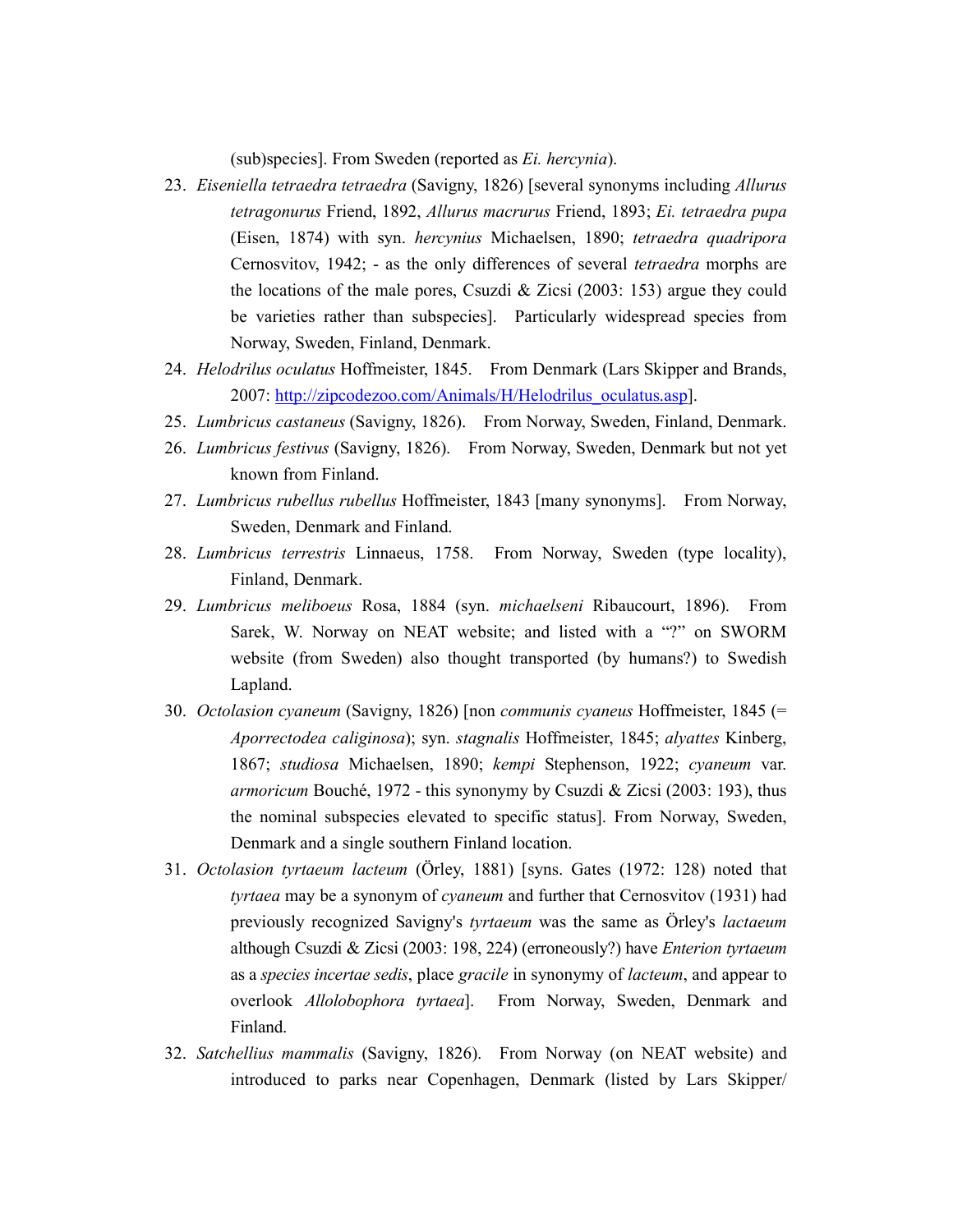(sub)species]. From Sweden (reported as *Ei. hercynia*).

23. *Eiseniella tetraedra tetraedra* (Savigny, 1826) [several synonyms including *Allurus tetragonurus* Friend, 1892, *Allurus macrurus* Friend, 1893; *Ei. tetraedra pupa* (Eisen, 1874) with syn. *hercynius* Michaelsen, 1890; *tetraedra quadripora* Cernosvitov, 1942; - as the only differences of several *tetraedra* morphs are the locations of the male pores, Csuzdi & Zicsi (2003: 153) argue they could be varieties rather than subspecies]. Particularly widespread species from Norway, Sweden, Finland, Denmark.
24. *Helodrilus oculatus* Hoffmeister, 1845. From Denmark (Lars Skipper and Brands, 2007: http://zipcodezoo.com/Animals/H/Helodrilus_oculatus.asp).
25. *Lumbricus castaneus* (Savigny, 1826). From Norway, Sweden, Finland, Denmark.
26. *Lumbricus festivus* (Savigny, 1826). From Norway, Sweden, Denmark but not yet known from Finland.
27. *Lumbricus rubellus rubellus* Hoffmeister, 1843 [many synonyms]. From Norway, Sweden, Denmark and Finland.
28. *Lumbricus terrestris* Linnaeus, 1758. From Norway, Sweden (type locality), Finland, Denmark.
29. *Lumbricus meliboeus* Rosa, 1884 (syn. *michaelseni* Ribaucourt, 1896). From Sarek, W. Norway on NEAT website; and listed with a "?" on SWORM website (from Sweden) also thought transported (by humans?) to Swedish Lapland.
30. *Octolasion cyaneum* (Savigny, 1826) [non *communis cyaneus* Hoffmeister, 1845 (= *Aporrectodea caliginosa*); syn. *stagnalis* Hoffmeister, 1845; *alyattes* Kinberg, 1867; *studiosa* Michaelsen, 1890; *kempi* Stephenson, 1922; *cyaneum* var. *armoricum* Bouché, 1972 - this synonymy by Csuzdi & Zicsi (2003: 193), thus the nominal subspecies elevated to specific status]. From Norway, Sweden, Denmark and a single southern Finland location.
31. *Octolasion tyrtaeum lacteum* (Örley, 1881) [syns. Gates (1972: 128) noted that *tyrtaea* may be a synonym of *cyaneum* and further that Cernosvitov (1931) had previously recognized Savigny's *tyrtaeum* was the same as Örley's *lactaeum* although Csuzdi & Zicsi (2003: 198, 224) (erroneously?) have *Enterion tyrtaeum* as a *species incertae sedis*, place *gracile* in synonymy of *lacteum*, and appear to overlook *Allolobophora tyrtaea*]. From Norway, Sweden, Denmark and Finland.
32. *Satchellius mammalis* (Savigny, 1826). From Norway (on NEAT website) and introduced to parks near Copenhagen, Denmark (listed by Lars Skipper/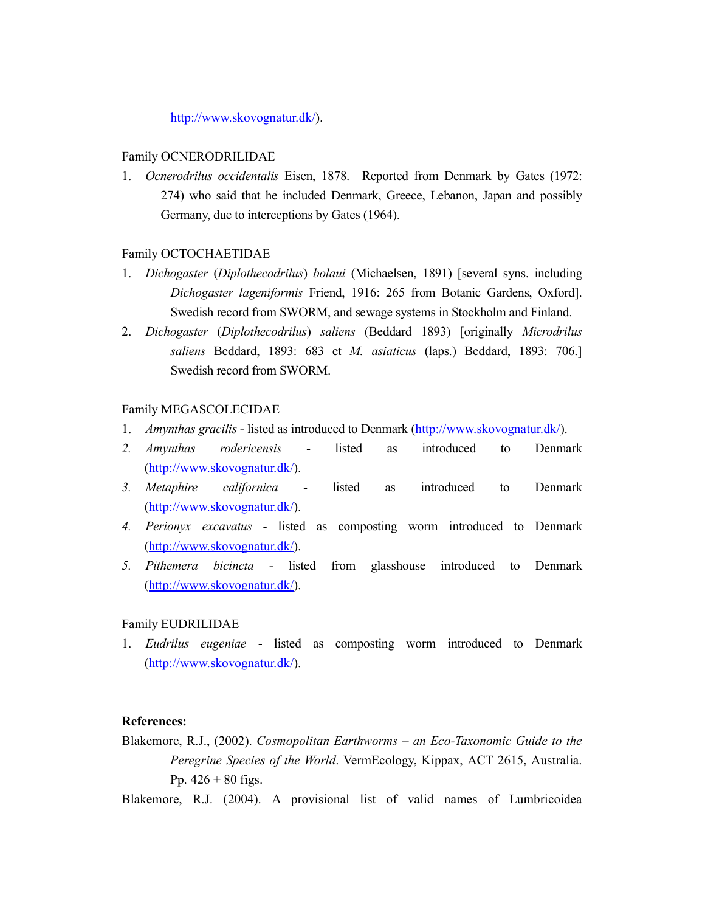http://www.skovognatur.dk/).

Family OCNERODRILIDAE

1. *Ocnerodrilus occidentalis* Eisen, 1878. Reported from Denmark by Gates (1972: 274) who said that he included Denmark, Greece, Lebanon, Japan and possibly Germany, due to interceptions by Gates (1964).

Family OCTOCHAETIDAE

1. *Dichogaster* (*Diplothecodrilus*) *bolaui* (Michaelsen, 1891) [several syns. including *Dichogaster lageniformis* Friend, 1916: 265 from Botanic Gardens, Oxford]. Swedish record from SWORM, and sewage systems in Stockholm and Finland.
2. *Dichogaster* (*Diplothecodrilus*) *saliens* (Beddard 1893) [originally *Microdrilus saliens* Beddard, 1893: 683 et *M. asiaticus* (laps.) Beddard, 1893: 706.] Swedish record from SWORM.

Family MEGASCOLECIDAE

1. *Amynthas gracilis* - listed as introduced to Denmark (http://www.skovognatur.dk/).
2. *Amynthas rodericensis* - listed as introduced to Denmark (http://www.skovognatur.dk/).
3. *Metaphire californica* - listed as introduced to Denmark (http://www.skovognatur.dk/).
4. *Perionyx excavatus* - listed as composting worm introduced to Denmark (http://www.skovognatur.dk/).
5. *Pithemera bicincta* - listed from glasshouse introduced to Denmark (http://www.skovognatur.dk/).

Family EUDRILIDAE

1. *Eudrilus eugeniae* - listed as composting worm introduced to Denmark (http://www.skovognatur.dk/).

**References:**

Blakemore, R.J., (2002). *Cosmopolitan Earthworms – an Eco-Taxonomic Guide to the Peregrine Species of the World*. VermEcology, Kippax, ACT 2615, Australia. Pp. 426 + 80 figs.

Blakemore, R.J. (2004). A provisional list of valid names of Lumbricoidea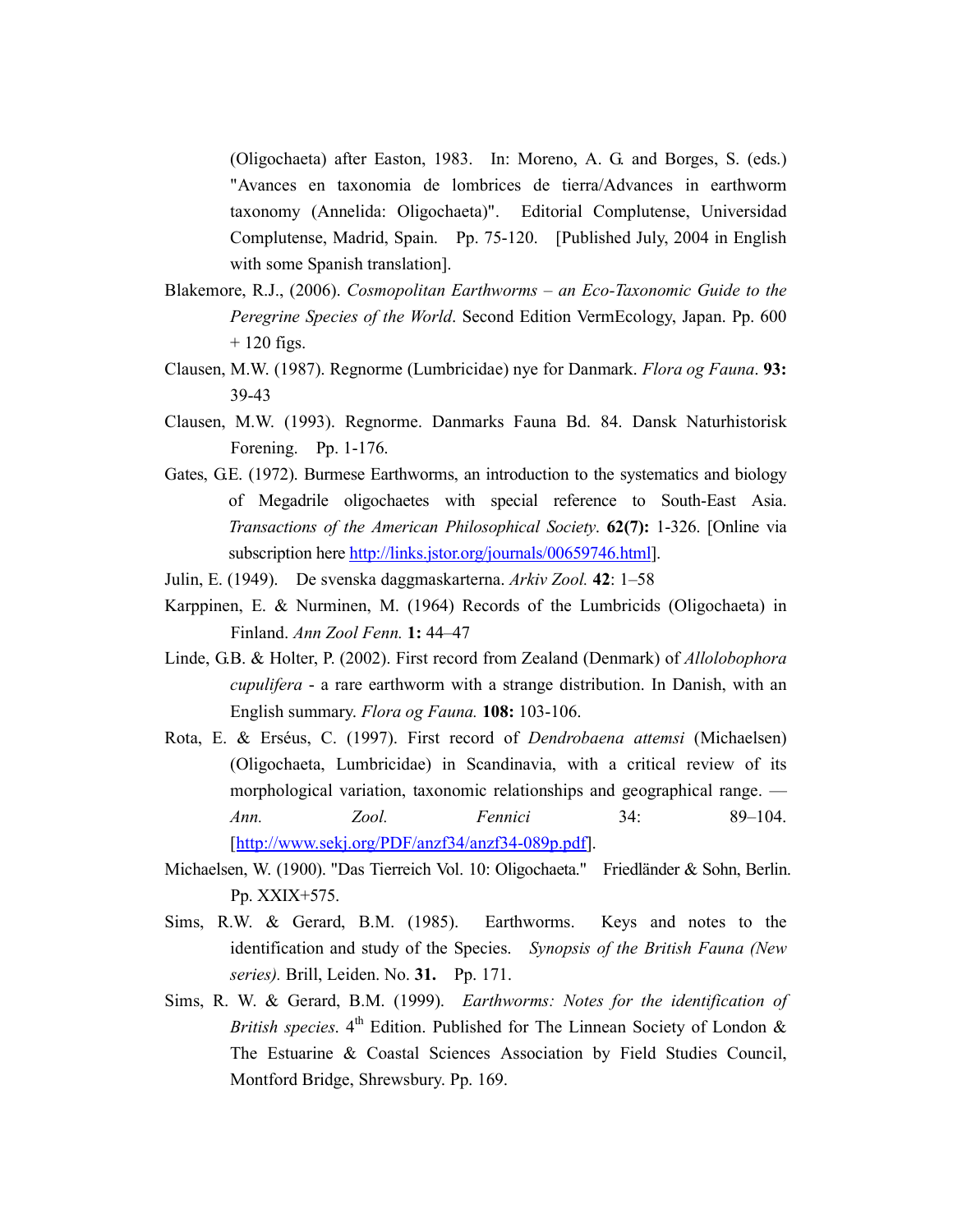(Oligochaeta) after Easton, 1983. In: Moreno, A. G. and Borges, S. (eds.) "Avances en taxonomia de lombrices de tierra/Advances in earthworm taxonomy (Annelida: Oligochaeta)". Editorial Complutense, Universidad Complutense, Madrid, Spain. Pp. 75-120. [Published July, 2004 in English with some Spanish translation].

Blakemore, R.J., (2006). *Cosmopolitan Earthworms – an Eco-Taxonomic Guide to the Peregrine Species of the World*. Second Edition VermEcology, Japan. Pp. 600 + 120 figs.

Clausen, M.W. (1987). Regnorme (Lumbricidae) nye for Danmark. *Flora og Fauna*. **93:** 39-43

Clausen, M.W. (1993). Regnorme. Danmarks Fauna Bd. 84. Dansk Naturhistorisk Forening. Pp. 1-176.

Gates, G.E. (1972). Burmese Earthworms, an introduction to the systematics and biology of Megadrile oligochaetes with special reference to South-East Asia. *Transactions of the American Philosophical Society*. **62(7):** 1-326. [Online via subscription here http://links.jstor.org/journals/00659746.html].

Julin, E. (1949). De svenska daggmaskarterna. *Arkiv Zool.* **42**: 1–58

Karppinen, E. & Nurminen, M. (1964) Records of the Lumbricids (Oligochaeta) in Finland. *Ann Zool Fenn.* **1:** 44–47

Linde, G.B. & Holter, P. (2002). First record from Zealand (Denmark) of *Allolobophora cupulifera* - a rare earthworm with a strange distribution. In Danish, with an English summary. *Flora og Fauna.* **108:** 103-106.

Rota, E. & Erséus, C. (1997). First record of *Dendrobaena attemsi* (Michaelsen) (Oligochaeta, Lumbricidae) in Scandinavia, with a critical review of its morphological variation, taxonomic relationships and geographical range. — *Ann. Zool. Fennici* 34: 89–104. [http://www.sekj.org/PDF/anzf34/anzf34-089p.pdf].

Michaelsen, W. (1900). "Das Tierreich Vol. 10: Oligochaeta." Friedländer & Sohn, Berlin. Pp. XXIX+575.

Sims, R.W. & Gerard, B.M. (1985). Earthworms. Keys and notes to the identification and study of the Species. *Synopsis of the British Fauna (New series).* Brill, Leiden. No. **31.** Pp. 171.

Sims, R. W. & Gerard, B.M. (1999). *Earthworms: Notes for the identification of British species*. 4th Edition. Published for The Linnean Society of London & The Estuarine & Coastal Sciences Association by Field Studies Council, Montford Bridge, Shrewsbury. Pp. 169.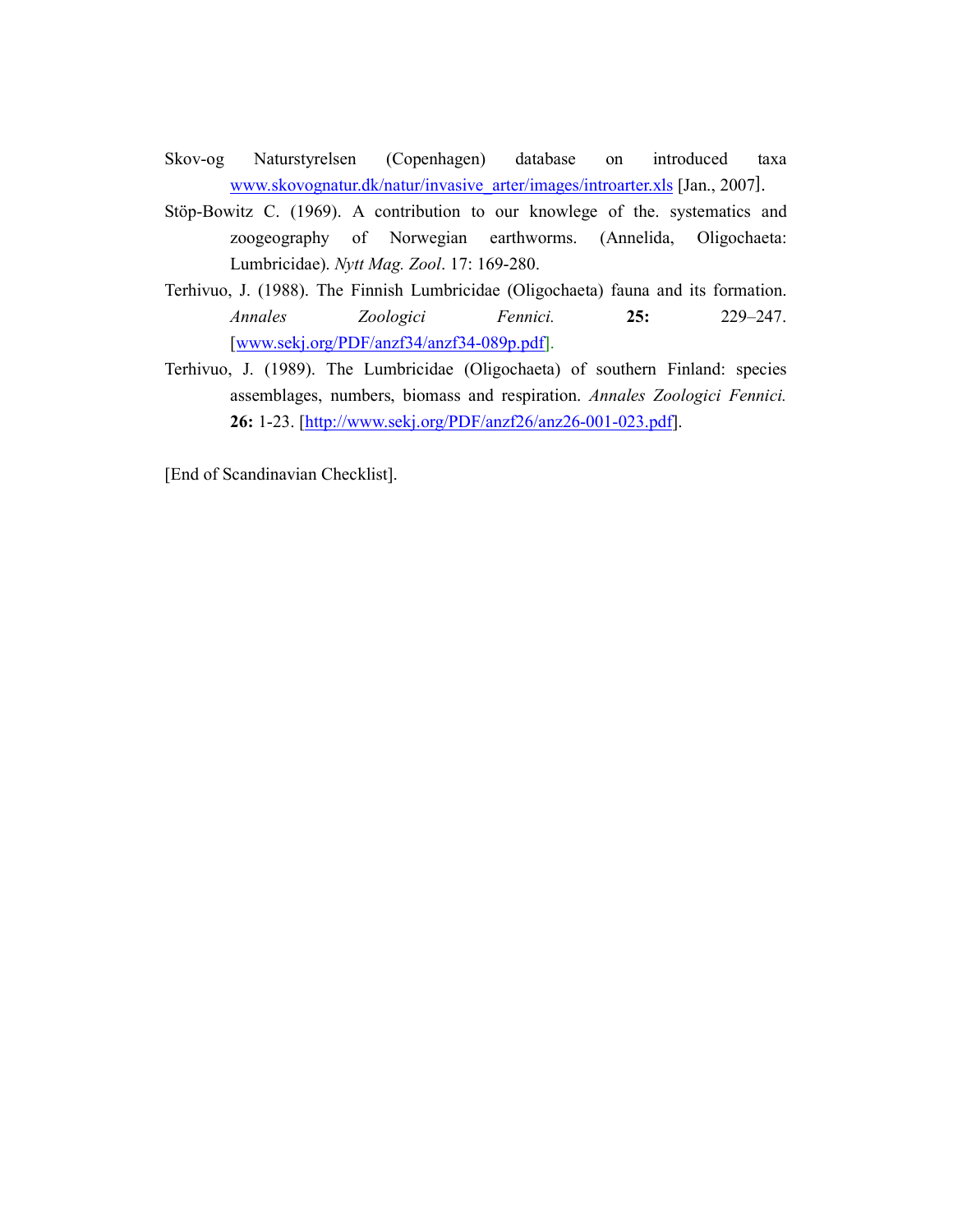Skov-og Naturstyrelsen (Copenhagen) database on introduced taxa www.skovognatur.dk/natur/invasive_arter/images/introarter.xls [Jan., 2007].

Stöp-Bowitz C. (1969). A contribution to our knowlege of the. systematics and zoogeography of Norwegian earthworms. (Annelida, Oligochaeta: Lumbricidae). *Nytt Mag. Zool*. 17: 169-280.

Terhivuo, J. (1988). The Finnish Lumbricidae (Oligochaeta) fauna and its formation. *Annales Zoologici Fennici.* **25:** 229–247. [www.sekj.org/PDF/anzf34/anzf34-089p.pdf].

Terhivuo, J. (1989). The Lumbricidae (Oligochaeta) of southern Finland: species assemblages, numbers, biomass and respiration. *Annales Zoologici Fennici.* **26:** 1-23. [http://www.sekj.org/PDF/anzf26/anz26-001-023.pdf].

[End of Scandinavian Checklist].